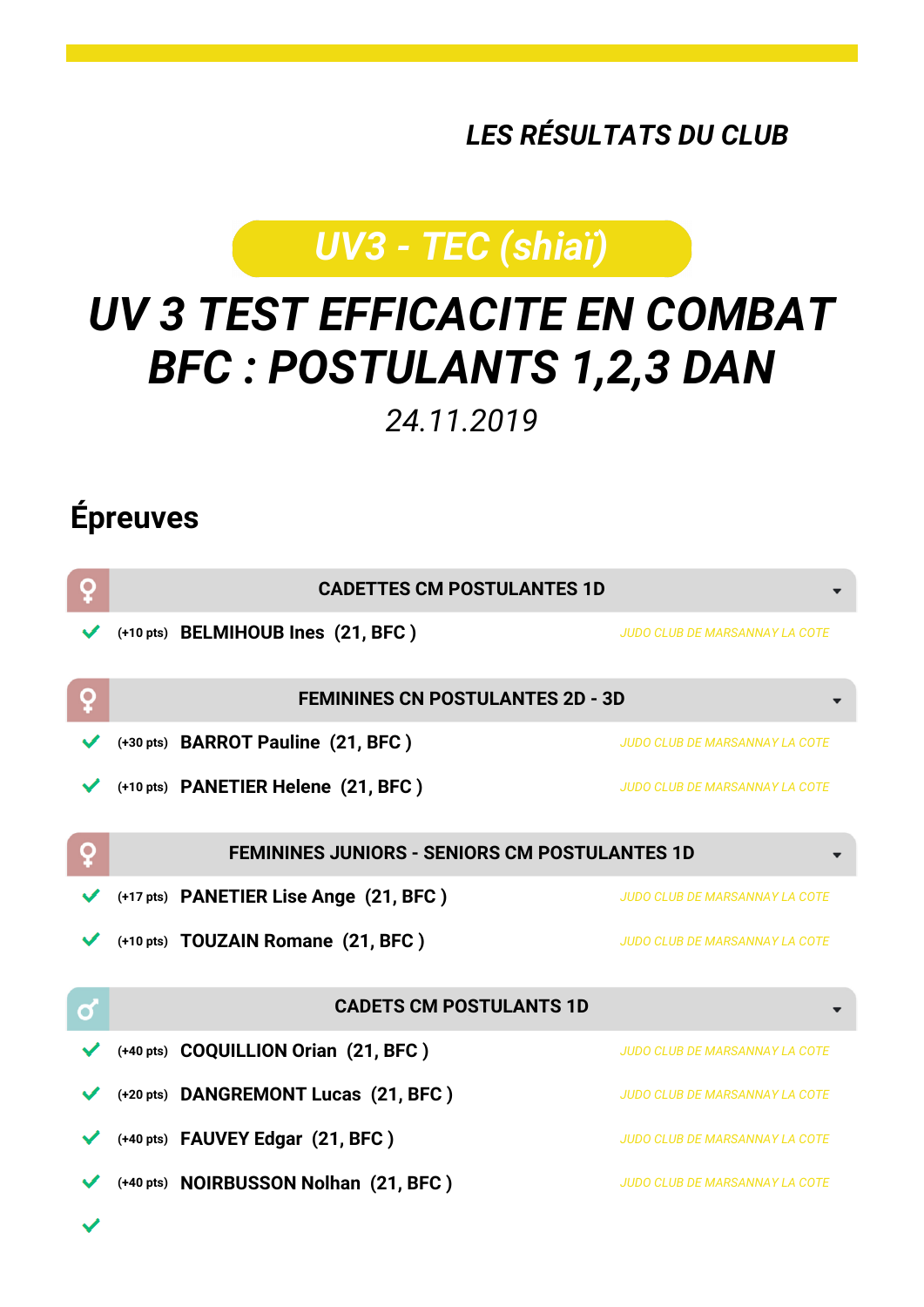*LES RÉSULTATS DU CLUB*

**UV3 - TEC (shiaï)**

# UV 3 TEST EFFICACITE EN COMBAT BFC : POSTULANTS 1,2,3 DAN

*24.11.2019*

## Épreuves

### ♀ CADETTES CM POSTULANTES 1D

- ✔ (+10 pts) **BELMIHOUB Ines (21, BFC )** — *JUDO CLUB DE MARSANNAY LA COTE*

### ♀ FEMININES CN POSTULANTES 2D - 3D

- ✔ (+30 pts) **BARROT Pauline (21, BFC )** — *JUDO CLUB DE MARSANNAY LA COTE*
- ✔ (+10 pts) **PANETIER Helene (21, BFC )** — *JUDO CLUB DE MARSANNAY LA COTE*

### ♀ FEMININES JUNIORS - SENIORS CM POSTULANTES 1D

- ✔ (+17 pts) **PANETIER Lise Ange (21, BFC )** — *JUDO CLUB DE MARSANNAY LA COTE*
- ✔ (+10 pts) **TOUZAIN Romane (21, BFC )** — *JUDO CLUB DE MARSANNAY LA COTE*

### ♂ CADETS CM POSTULANTS 1D

- ✔ (+40 pts) **COQUILLION Orian (21, BFC )** — *JUDO CLUB DE MARSANNAY LA COTE*
- ✔ (+20 pts) **DANGREMONT Lucas (21, BFC )** — *JUDO CLUB DE MARSANNAY LA COTE*
- ✔ (+40 pts) **FAUVEY Edgar (21, BFC )** — *JUDO CLUB DE MARSANNAY LA COTE*
- ✔ (+40 pts) **NOIRBUSSON Nolhan (21, BFC )** — *JUDO CLUB DE MARSANNAY LA COTE*
- ✔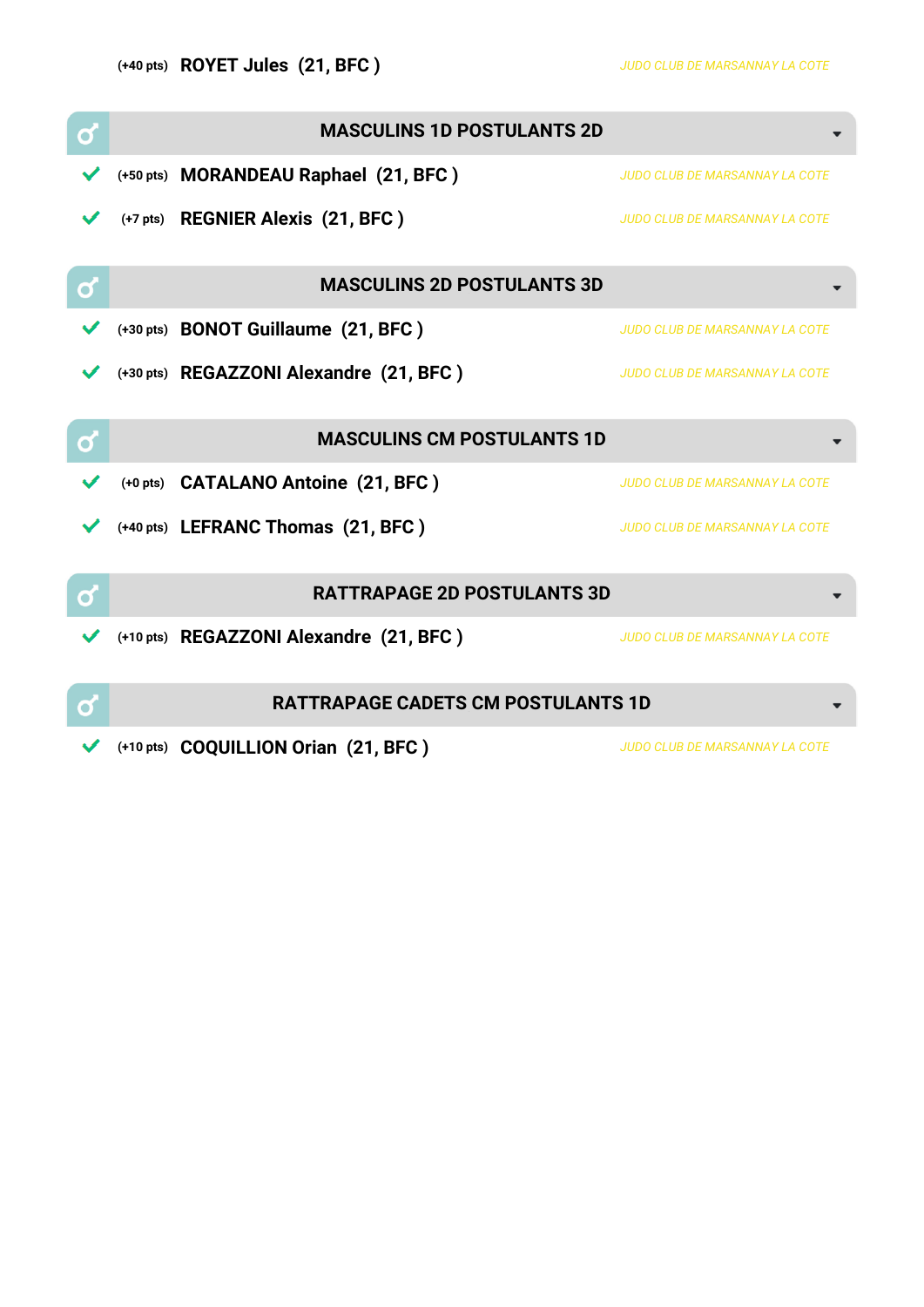(+40 pts) **ROYET Jules (21, BFC )** *JUDO CLUB DE MARSANNAY LA COTE*

## MASCULINS 1D POSTULANTS 2D

- ✔ (+50 pts) **MORANDEAU Raphael (21, BFC )** *JUDO CLUB DE MARSANNAY LA COTE*
- ✔ (+7 pts) **REGNIER Alexis (21, BFC )** *JUDO CLUB DE MARSANNAY LA COTE*

## MASCULINS 2D POSTULANTS 3D

- ✔ (+30 pts) **BONOT Guillaume (21, BFC )** *JUDO CLUB DE MARSANNAY LA COTE*
- ✔ (+30 pts) **REGAZZONI Alexandre (21, BFC )** *JUDO CLUB DE MARSANNAY LA COTE*

## MASCULINS CM POSTULANTS 1D

- ✔ (+0 pts) **CATALANO Antoine (21, BFC )** *JUDO CLUB DE MARSANNAY LA COTE*
- ✔ (+40 pts) **LEFRANC Thomas (21, BFC )** *JUDO CLUB DE MARSANNAY LA COTE*

## RATTRAPAGE 2D POSTULANTS 3D

- ✔ (+10 pts) **REGAZZONI Alexandre (21, BFC )** *JUDO CLUB DE MARSANNAY LA COTE*

## RATTRAPAGE CADETS CM POSTULANTS 1D

- ✔ (+10 pts) **COQUILLION Orian (21, BFC )** *JUDO CLUB DE MARSANNAY LA COTE*